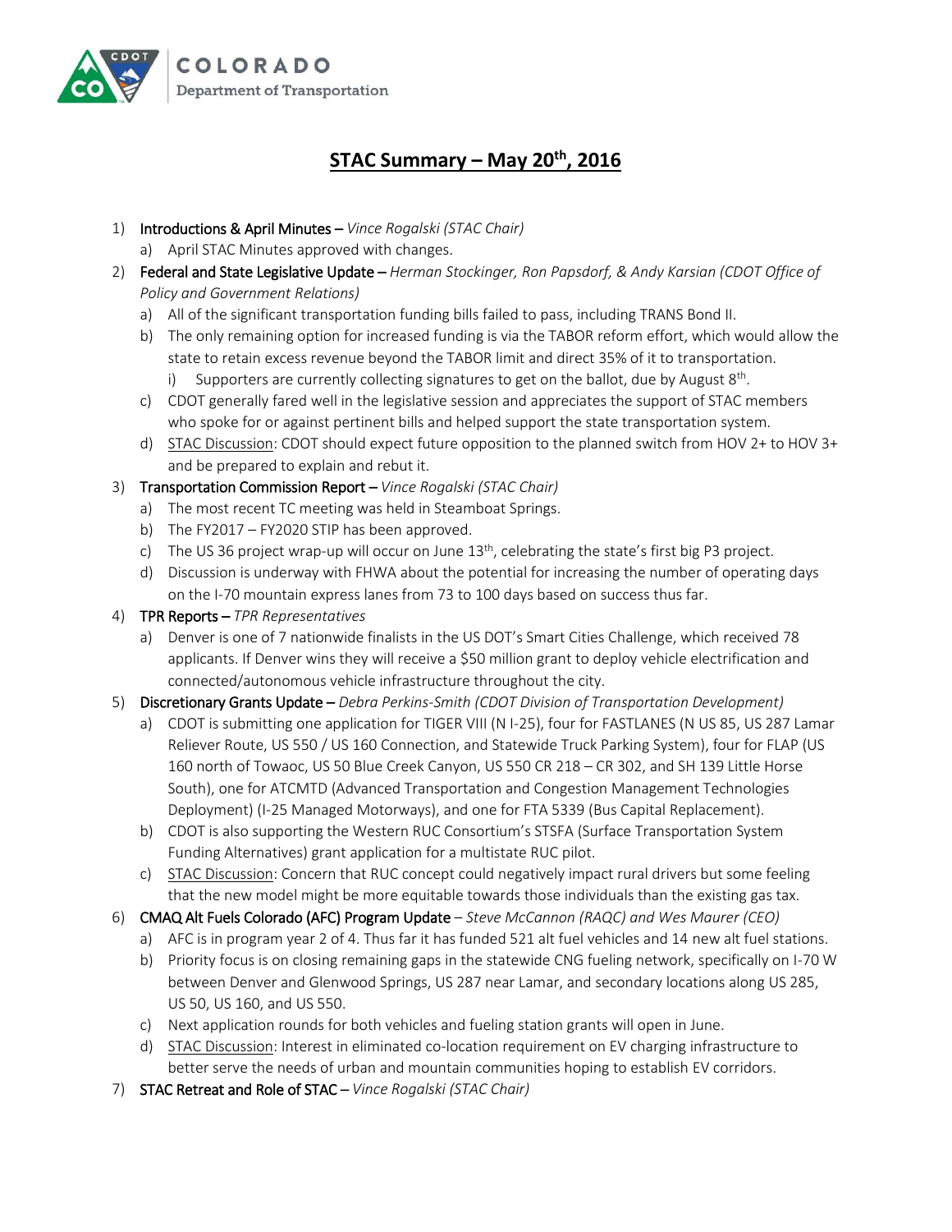COLORADO
Department of Transportation

# STAC Summary – May 20th, 2016

1) **Introductions & April Minutes** – *Vince Rogalski (STAC Chair)*
   a) April STAC Minutes approved with changes.
2) **Federal and State Legislative Update** – *Herman Stockinger, Ron Papsdorf, & Andy Karsian (CDOT Office of Policy and Government Relations)*
   a) All of the significant transportation funding bills failed to pass, including TRANS Bond II.
   b) The only remaining option for increased funding is via the TABOR reform effort, which would allow the state to retain excess revenue beyond the TABOR limit and direct 35% of it to transportation.
      i) Supporters are currently collecting signatures to get on the ballot, due by August 8th.
   c) CDOT generally fared well in the legislative session and appreciates the support of STAC members who spoke for or against pertinent bills and helped support the state transportation system.
   d) STAC Discussion: CDOT should expect future opposition to the planned switch from HOV 2+ to HOV 3+ and be prepared to explain and rebut it.
3) **Transportation Commission Report** – *Vince Rogalski (STAC Chair)*
   a) The most recent TC meeting was held in Steamboat Springs.
   b) The FY2017 – FY2020 STIP has been approved.
   c) The US 36 project wrap-up will occur on June 13th, celebrating the state's first big P3 project.
   d) Discussion is underway with FHWA about the potential for increasing the number of operating days on the I-70 mountain express lanes from 73 to 100 days based on success thus far.
4) **TPR Reports** – *TPR Representatives*
   a) Denver is one of 7 nationwide finalists in the US DOT's Smart Cities Challenge, which received 78 applicants. If Denver wins they will receive a $50 million grant to deploy vehicle electrification and connected/autonomous vehicle infrastructure throughout the city.
5) **Discretionary Grants Update** – *Debra Perkins-Smith (CDOT Division of Transportation Development)*
   a) CDOT is submitting one application for TIGER VIII (N I-25), four for FASTLANES (N US 85, US 287 Lamar Reliever Route, US 550 / US 160 Connection, and Statewide Truck Parking System), four for FLAP (US 160 north of Towaoc, US 50 Blue Creek Canyon, US 550 CR 218 – CR 302, and SH 139 Little Horse South), one for ATCMTD (Advanced Transportation and Congestion Management Technologies Deployment) (I-25 Managed Motorways), and one for FTA 5339 (Bus Capital Replacement).
   b) CDOT is also supporting the Western RUC Consortium's STSFA (Surface Transportation System Funding Alternatives) grant application for a multistate RUC pilot.
   c) STAC Discussion: Concern that RUC concept could negatively impact rural drivers but some feeling that the new model might be more equitable towards those individuals than the existing gas tax.
6) **CMAQ Alt Fuels Colorado (AFC) Program Update** – *Steve McCannon (RAQC) and Wes Maurer (CEO)*
   a) AFC is in program year 2 of 4. Thus far it has funded 521 alt fuel vehicles and 14 new alt fuel stations.
   b) Priority focus is on closing remaining gaps in the statewide CNG fueling network, specifically on I-70 W between Denver and Glenwood Springs, US 287 near Lamar, and secondary locations along US 285, US 50, US 160, and US 550.
   c) Next application rounds for both vehicles and fueling station grants will open in June.
   d) STAC Discussion: Interest in eliminated co-location requirement on EV charging infrastructure to better serve the needs of urban and mountain communities hoping to establish EV corridors.
7) **STAC Retreat and Role of STAC** – *Vince Rogalski (STAC Chair)*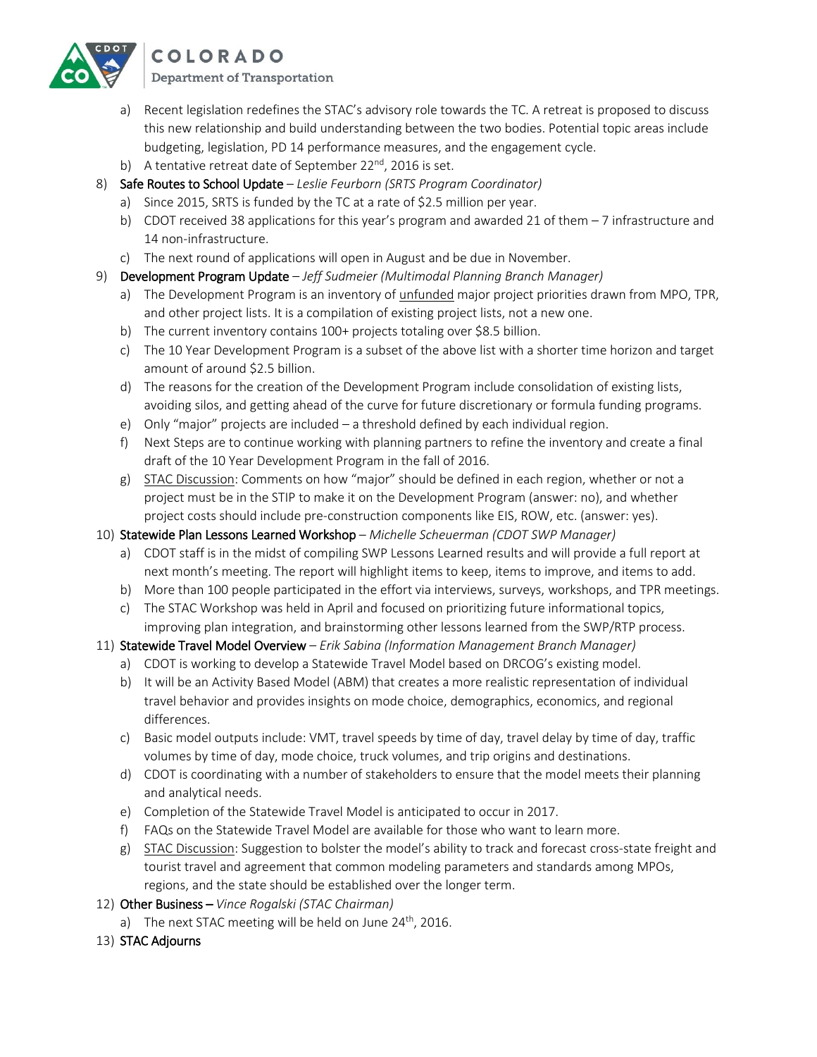a) Recent legislation redefines the STAC's advisory role towards the TC. A retreat is proposed to discuss this new relationship and build understanding between the two bodies. Potential topic areas include budgeting, legislation, PD 14 performance measures, and the engagement cycle.
b) A tentative retreat date of September 22nd, 2016 is set.

8) **Safe Routes to School Update** – *Leslie Feurborn (SRTS Program Coordinator)*
   a) Since 2015, SRTS is funded by the TC at a rate of $2.5 million per year.
   b) CDOT received 38 applications for this year's program and awarded 21 of them – 7 infrastructure and 14 non-infrastructure.
   c) The next round of applications will open in August and be due in November.

9) **Development Program Update** – *Jeff Sudmeier (Multimodal Planning Branch Manager)*
   a) The Development Program is an inventory of unfunded major project priorities drawn from MPO, TPR, and other project lists. It is a compilation of existing project lists, not a new one.
   b) The current inventory contains 100+ projects totaling over $8.5 billion.
   c) The 10 Year Development Program is a subset of the above list with a shorter time horizon and target amount of around $2.5 billion.
   d) The reasons for the creation of the Development Program include consolidation of existing lists, avoiding silos, and getting ahead of the curve for future discretionary or formula funding programs.
   e) Only "major" projects are included – a threshold defined by each individual region.
   f) Next Steps are to continue working with planning partners to refine the inventory and create a final draft of the 10 Year Development Program in the fall of 2016.
   g) STAC Discussion: Comments on how "major" should be defined in each region, whether or not a project must be in the STIP to make it on the Development Program (answer: no), and whether project costs should include pre-construction components like EIS, ROW, etc. (answer: yes).

10) **Statewide Plan Lessons Learned Workshop** – *Michelle Scheuerman (CDOT SWP Manager)*
   a) CDOT staff is in the midst of compiling SWP Lessons Learned results and will provide a full report at next month's meeting. The report will highlight items to keep, items to improve, and items to add.
   b) More than 100 people participated in the effort via interviews, surveys, workshops, and TPR meetings.
   c) The STAC Workshop was held in April and focused on prioritizing future informational topics, improving plan integration, and brainstorming other lessons learned from the SWP/RTP process.

11) **Statewide Travel Model Overview** – *Erik Sabina (Information Management Branch Manager)*
   a) CDOT is working to develop a Statewide Travel Model based on DRCOG's existing model.
   b) It will be an Activity Based Model (ABM) that creates a more realistic representation of individual travel behavior and provides insights on mode choice, demographics, economics, and regional differences.
   c) Basic model outputs include: VMT, travel speeds by time of day, travel delay by time of day, traffic volumes by time of day, mode choice, truck volumes, and trip origins and destinations.
   d) CDOT is coordinating with a number of stakeholders to ensure that the model meets their planning and analytical needs.
   e) Completion of the Statewide Travel Model is anticipated to occur in 2017.
   f) FAQs on the Statewide Travel Model are available for those who want to learn more.
   g) STAC Discussion: Suggestion to bolster the model's ability to track and forecast cross-state freight and tourist travel and agreement that common modeling parameters and standards among MPOs, regions, and the state should be established over the longer term.

12) **Other Business** – *Vince Rogalski (STAC Chairman)*
   a) The next STAC meeting will be held on June 24th, 2016.

13) **STAC Adjourns**